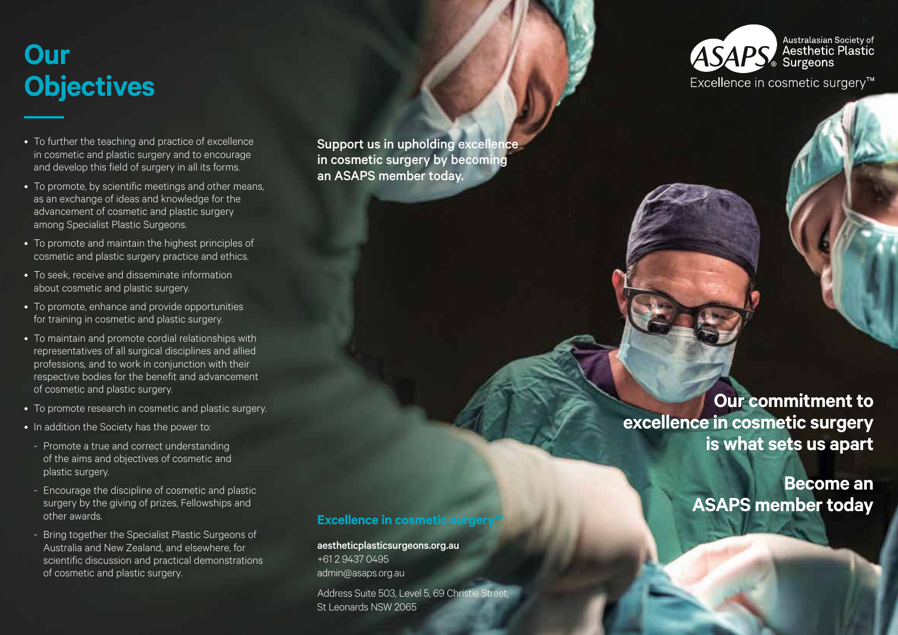# Our Objectives

- To further the teaching and practice of excellence in cosmetic and plastic surgery and to encourage and develop this field of surgery in all its forms.
- To promote, by scientific meetings and other means, as an exchange of ideas and knowledge for the advancement of cosmetic and plastic surgery among Specialist Plastic Surgeons.
- To promote and maintain the highest principles of cosmetic and plastic surgery practice and ethics.
- To seek, receive and disseminate information about cosmetic and plastic surgery.
- To promote, enhance and provide opportunities for training in cosmetic and plastic surgery.
- To maintain and promote cordial relationships with representatives of all surgical disciplines and allied professions, and to work in conjunction with their respective bodies for the benefit and advancement of cosmetic and plastic surgery.
- To promote research in cosmetic and plastic surgery.
- In addition the Society has the power to:
  - Promote a true and correct understanding of the aims and objectives of cosmetic and plastic surgery.
  - Encourage the discipline of cosmetic and plastic surgery by the giving of prizes, Fellowships and other awards.
  - Bring together the Specialist Plastic Surgeons of Australia and New Zealand, and elsewhere, for scientific discussion and practical demonstrations of cosmetic and plastic surgery.

**Support us in upholding excellence in cosmetic surgery by becoming an ASAPS member today.**

**Excellence in cosmetic surgery™**

**aestheticplasticsurgeons.org.au**
+61 2 9437 0495
admin@asaps.org.au

Address Suite 503, Level 5, 69 Christie Street, St Leonards NSW 2065

ASAPS® Australasian Society of Aesthetic Plastic Surgeons

Excellence in cosmetic surgery™

## Our commitment to excellence in cosmetic surgery is what sets us apart

## Become an ASAPS member today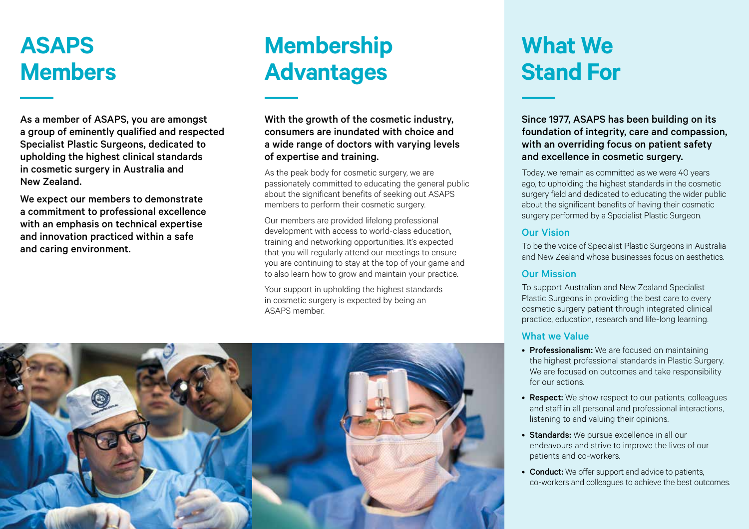# ASAPS Members

**As a member of ASAPS, you are amongst a group of eminently qualified and respected Specialist Plastic Surgeons, dedicated to upholding the highest clinical standards in cosmetic surgery in Australia and New Zealand.**

**We expect our members to demonstrate a commitment to professional excellence with an emphasis on technical expertise and innovation practiced within a safe and caring environment.**

# Membership Advantages

**With the growth of the cosmetic industry, consumers are inundated with choice and a wide range of doctors with varying levels of expertise and training.**

As the peak body for cosmetic surgery, we are passionately committed to educating the general public about the significant benefits of seeking out ASAPS members to perform their cosmetic surgery.

Our members are provided lifelong professional development with access to world-class education, training and networking opportunities. It's expected that you will regularly attend our meetings to ensure you are continuing to stay at the top of your game and to also learn how to grow and maintain your practice.

Your support in upholding the highest standards in cosmetic surgery is expected by being an ASAPS member.

# What We Stand For

**Since 1977, ASAPS has been building on its foundation of integrity, care and compassion, with an overriding focus on patient safety and excellence in cosmetic surgery.**

Today, we remain as committed as we were 40 years ago, to upholding the highest standards in the cosmetic surgery field and dedicated to educating the wider public about the significant benefits of having their cosmetic surgery performed by a Specialist Plastic Surgeon.

## Our Vision

To be the voice of Specialist Plastic Surgeons in Australia and New Zealand whose businesses focus on aesthetics.

## Our Mission

To support Australian and New Zealand Specialist Plastic Surgeons in providing the best care to every cosmetic surgery patient through integrated clinical practice, education, research and life-long learning.

## What we Value

- **Professionalism:** We are focused on maintaining the highest professional standards in Plastic Surgery. We are focused on outcomes and take responsibility for our actions.
- **Respect:** We show respect to our patients, colleagues and staff in all personal and professional interactions, listening to and valuing their opinions.
- **Standards:** We pursue excellence in all our endeavours and strive to improve the lives of our patients and co-workers.
- **Conduct:** We offer support and advice to patients, co-workers and colleagues to achieve the best outcomes.